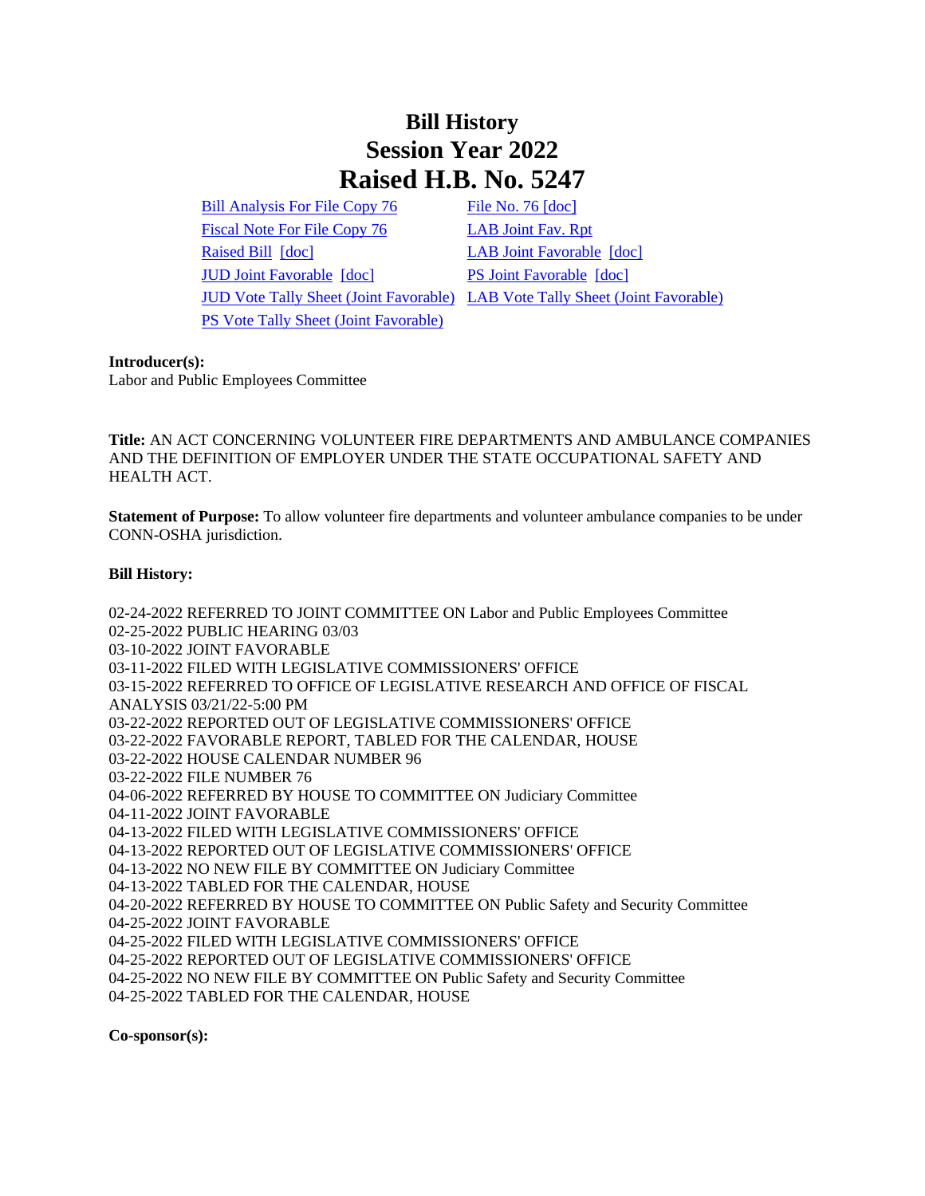# Bill History
# Session Year 2022
# Raised H.B. No. 5247

| | |
|---|---|
| Bill Analysis For File Copy 76 | File No. 76 [doc] |
| Fiscal Note For File Copy 76 | LAB Joint Fav. Rpt |
| Raised Bill [doc] | LAB Joint Favorable [doc] |
| JUD Joint Favorable [doc] | PS Joint Favorable [doc] |
| JUD Vote Tally Sheet (Joint Favorable) | LAB Vote Tally Sheet (Joint Favorable) |
| PS Vote Tally Sheet (Joint Favorable) | |

**Introducer(s):**
Labor and Public Employees Committee

**Title:** AN ACT CONCERNING VOLUNTEER FIRE DEPARTMENTS AND AMBULANCE COMPANIES AND THE DEFINITION OF EMPLOYER UNDER THE STATE OCCUPATIONAL SAFETY AND HEALTH ACT.

**Statement of Purpose:** To allow volunteer fire departments and volunteer ambulance companies to be under CONN-OSHA jurisdiction.

**Bill History:**

02-24-2022 REFERRED TO JOINT COMMITTEE ON Labor and Public Employees Committee
02-25-2022 PUBLIC HEARING 03/03
03-10-2022 JOINT FAVORABLE
03-11-2022 FILED WITH LEGISLATIVE COMMISSIONERS' OFFICE
03-15-2022 REFERRED TO OFFICE OF LEGISLATIVE RESEARCH AND OFFICE OF FISCAL ANALYSIS 03/21/22-5:00 PM
03-22-2022 REPORTED OUT OF LEGISLATIVE COMMISSIONERS' OFFICE
03-22-2022 FAVORABLE REPORT, TABLED FOR THE CALENDAR, HOUSE
03-22-2022 HOUSE CALENDAR NUMBER 96
03-22-2022 FILE NUMBER 76
04-06-2022 REFERRED BY HOUSE TO COMMITTEE ON Judiciary Committee
04-11-2022 JOINT FAVORABLE
04-13-2022 FILED WITH LEGISLATIVE COMMISSIONERS' OFFICE
04-13-2022 REPORTED OUT OF LEGISLATIVE COMMISSIONERS' OFFICE
04-13-2022 NO NEW FILE BY COMMITTEE ON Judiciary Committee
04-13-2022 TABLED FOR THE CALENDAR, HOUSE
04-20-2022 REFERRED BY HOUSE TO COMMITTEE ON Public Safety and Security Committee
04-25-2022 JOINT FAVORABLE
04-25-2022 FILED WITH LEGISLATIVE COMMISSIONERS' OFFICE
04-25-2022 REPORTED OUT OF LEGISLATIVE COMMISSIONERS' OFFICE
04-25-2022 NO NEW FILE BY COMMITTEE ON Public Safety and Security Committee
04-25-2022 TABLED FOR THE CALENDAR, HOUSE

**Co-sponsor(s):**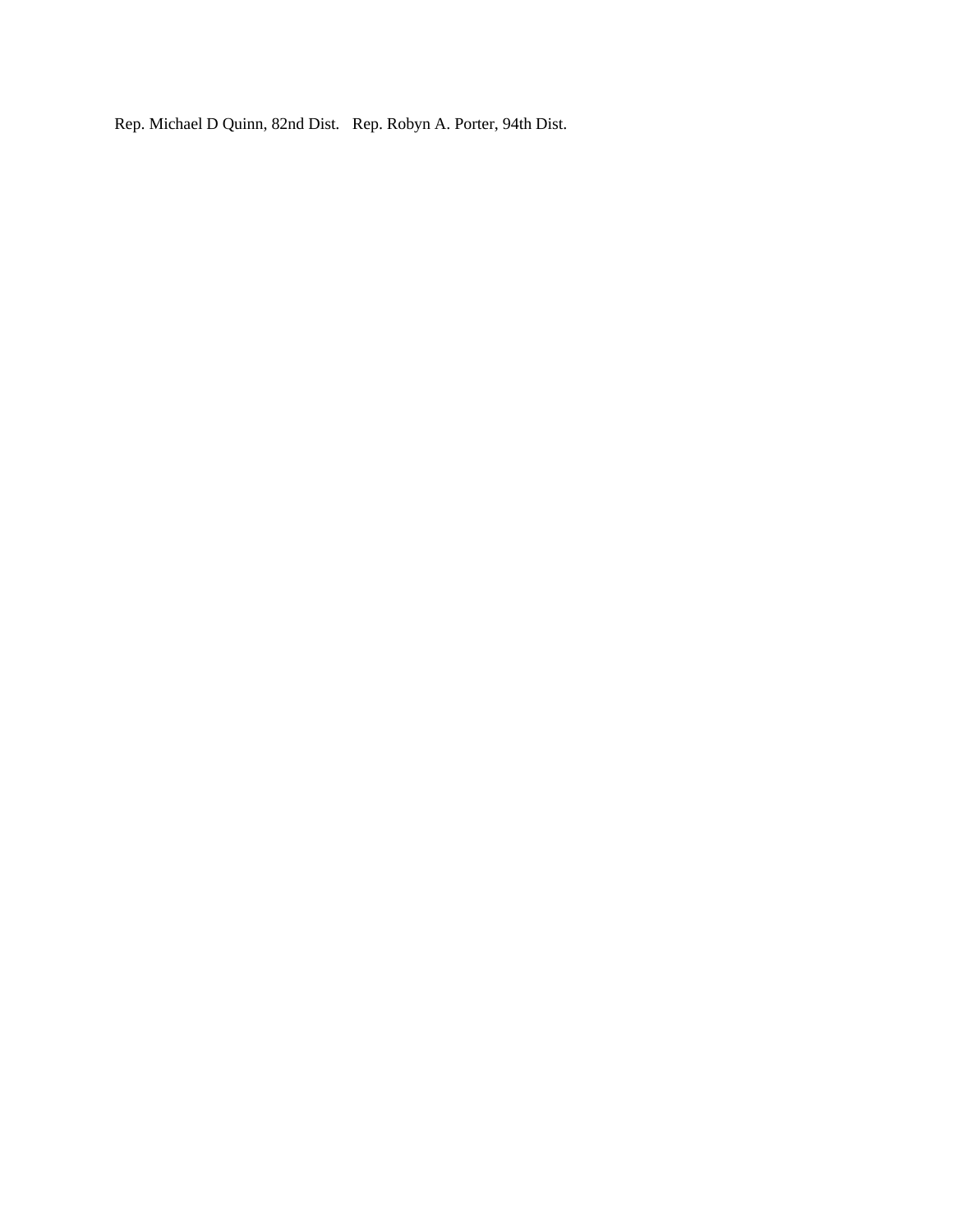Rep. Michael D Quinn, 82nd Dist. Rep. Robyn A. Porter, 94th Dist.